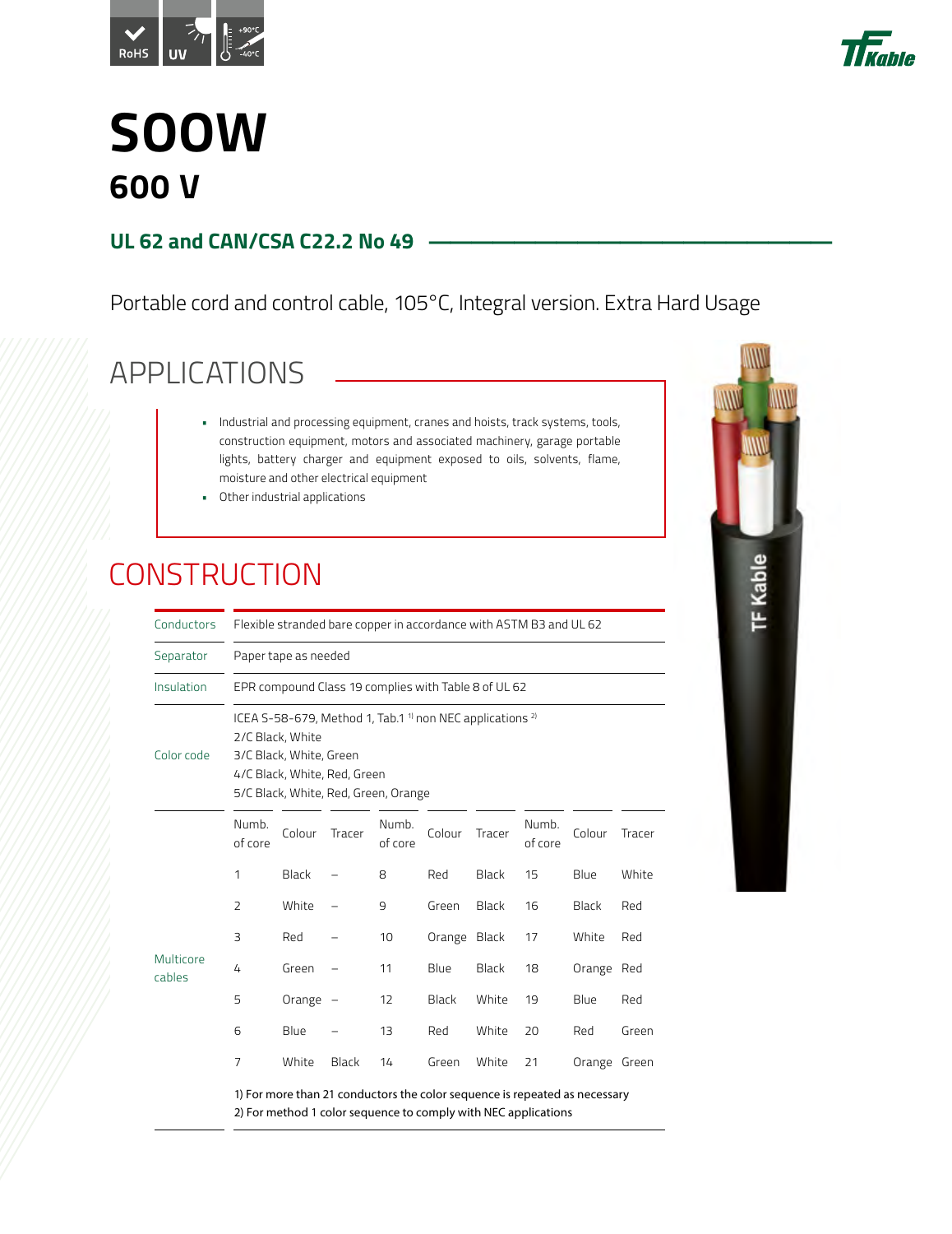RoHS UV +90°C -40°C

# SOOW

## 600 V

### UL 62 and CAN/CSA C22.2 No 49

Portable cord and control cable, 105°C, Integral version. Extra Hard Usage

## APPLICATIONS

- Industrial and processing equipment, cranes and hoists, track systems, tools, construction equipment, motors and associated machinery, garage portable lights, battery charger and equipment exposed to oils, solvents, flame, moisture and other electrical equipment
- Other industrial applications

## CONSTRUCTION

| | |
|---|---|
| Conductors | Flexible stranded bare copper in accordance with ASTM B3 and UL 62 |
| Separator | Paper tape as needed |
| Insulation | EPR compound Class 19 complies with Table 8 of UL 62 |
| Color code | ICEA S-58-679, Method 1, Tab.1 [1] non NEC applications [2]<br>2/C Black, White<br>3/C Black, White, Green<br>4/C Black, White, Red, Green<br>5/C Black, White, Red, Green, Orange |

**Multicore cables**

| Numb. of core | Colour | Tracer | Numb. of core | Colour | Tracer | Numb. of core | Colour | Tracer |
|---|---|---|---|---|---|---|---|---|
| 1 | Black | – | 8 | Red | Black | 15 | Blue | White |
| 2 | White | – | 9 | Green | Black | 16 | Black | Red |
| 3 | Red | – | 10 | Orange | Black | 17 | White | Red |
| 4 | Green | – | 11 | Blue | Black | 18 | Orange | Red |
| 5 | Orange | – | 12 | Black | White | 19 | Blue | Red |
| 6 | Blue | – | 13 | Red | White | 20 | Red | Green |
| 7 | White | Black | 14 | Green | White | 21 | Orange | Green |

1) For more than 21 conductors the color sequence is repeated as necessary
2) For method 1 color sequence to comply with NEC applications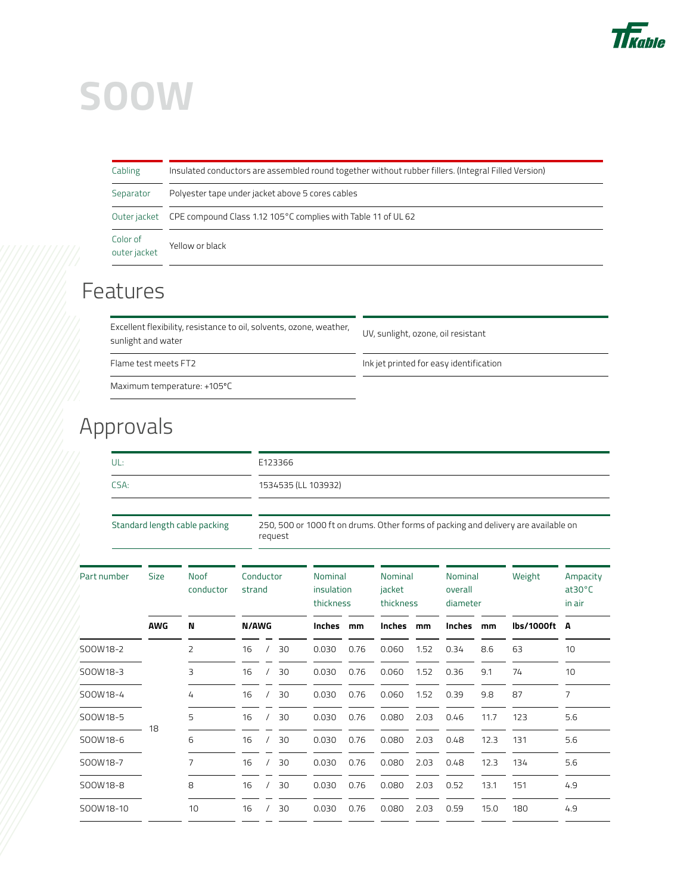# SOOW

| | |
|---|---|
| Cabling | Insulated conductors are assembled round together without rubber fillers. (Integral Filled Version) |
| Separator | Polyester tape under jacket above 5 cores cables |
| Outer jacket | CPE compound Class 1.12 105°C complies with Table 11 of UL 62 |
| Color of outer jacket | Yellow or black |

## Features

| | |
|---|---|
| Excellent flexibility, resistance to oil, solvents, ozone, weather, sunlight and water | UV, sunlight, ozone, oil resistant |
| Flame test meets FT2 | Ink jet printed for easy identification |
| Maximum temperature: +105°C | |

## Approvals

| | |
|---|---|
| UL: | E123366 |
| CSA: | 1534535 (LL 103932) |

| | |
|---|---|
| Standard length cable packing | 250, 500 or 1000 ft on drums. Other forms of packing and delivery are available on request |

| Part number | Size | Noof conductor | Conductor strand | Nominal insulation thickness | | Nominal jacket thickness | | Nominal overall diameter | | Weight | Ampacity at30°C in air |
|---|---|---|---|---|---|---|---|---|---|---|---|
| | AWG | N | N/AWG | Inches | mm | Inches | mm | Inches | mm | lbs/1000ft | A |
| SOOW18-2 | 18 | 2 | 16 / 30 | 0.030 | 0.76 | 0.060 | 1.52 | 0.34 | 8.6 | 63 | 10 |
| SOOW18-3 | 18 | 3 | 16 / 30 | 0.030 | 0.76 | 0.060 | 1.52 | 0.36 | 9.1 | 74 | 10 |
| SOOW18-4 | 18 | 4 | 16 / 30 | 0.030 | 0.76 | 0.060 | 1.52 | 0.39 | 9.8 | 87 | 7 |
| SOOW18-5 | 18 | 5 | 16 / 30 | 0.030 | 0.76 | 0.080 | 2.03 | 0.46 | 11.7 | 123 | 5.6 |
| SOOW18-6 | 18 | 6 | 16 / 30 | 0.030 | 0.76 | 0.080 | 2.03 | 0.48 | 12.3 | 131 | 5.6 |
| SOOW18-7 | 18 | 7 | 16 / 30 | 0.030 | 0.76 | 0.080 | 2.03 | 0.48 | 12.3 | 134 | 5.6 |
| SOOW18-8 | 18 | 8 | 16 / 30 | 0.030 | 0.76 | 0.080 | 2.03 | 0.52 | 13.1 | 151 | 4.9 |
| SOOW18-10 | 18 | 10 | 16 / 30 | 0.030 | 0.76 | 0.080 | 2.03 | 0.59 | 15.0 | 180 | 4.9 |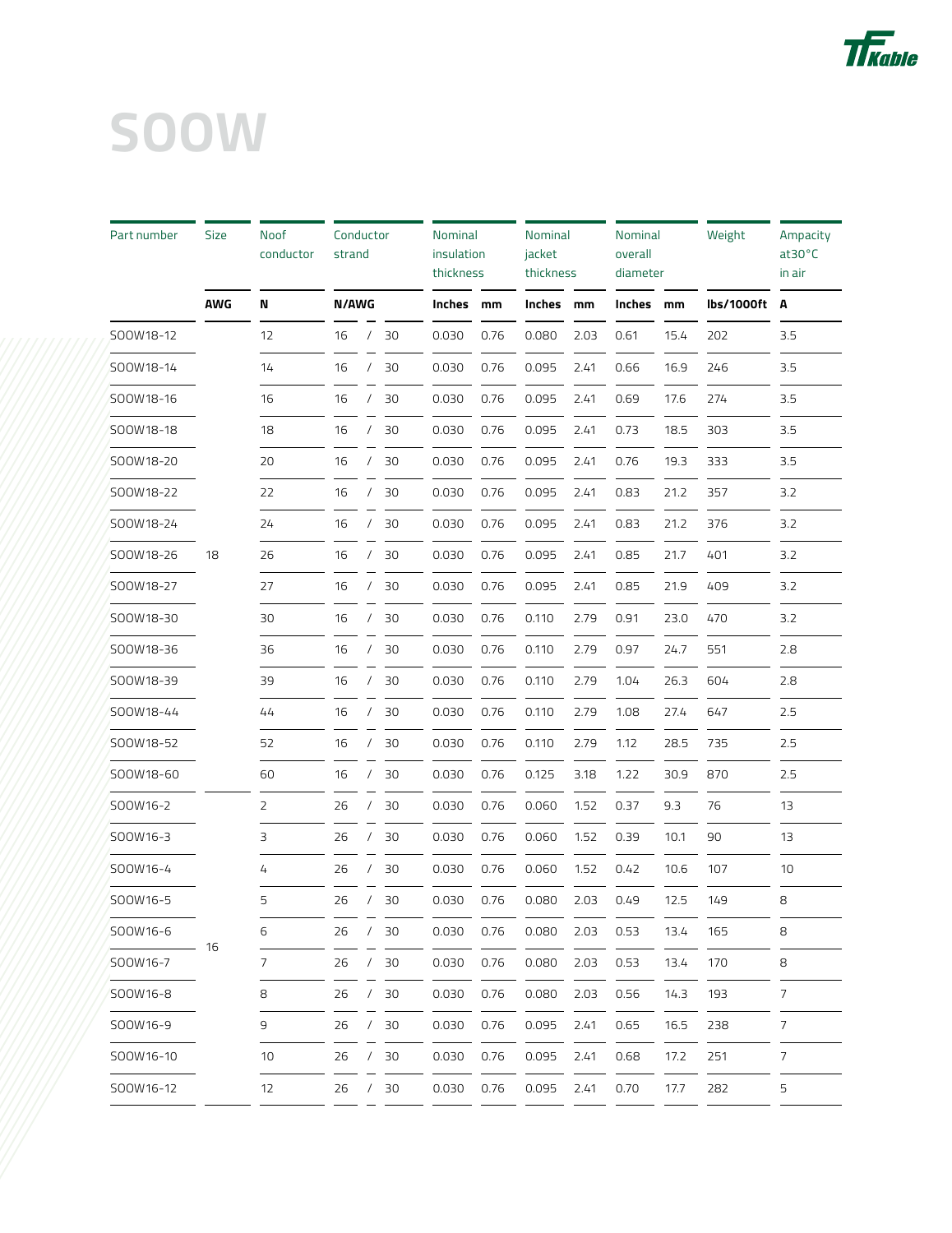# SOOW

| Part number | Size | Noof conductor | Conductor strand | | | Nominal insulation thickness | | Nominal jacket thickness | | Nominal overall diameter | | Weight | Ampacity at30°C in air |
|---|---|---|---|---|---|---|---|---|---|---|---|---|---|
| | AWG | N | N/AWG | | | Inches | mm | Inches | mm | Inches | mm | lbs/1000ft | A |
| SOOW18-12 | 18 | 12 | 16 | / | 30 | 0.030 | 0.76 | 0.080 | 2.03 | 0.61 | 15.4 | 202 | 3.5 |
| SOOW18-14 | 18 | 14 | 16 | / | 30 | 0.030 | 0.76 | 0.095 | 2.41 | 0.66 | 16.9 | 246 | 3.5 |
| SOOW18-16 | 18 | 16 | 16 | / | 30 | 0.030 | 0.76 | 0.095 | 2.41 | 0.69 | 17.6 | 274 | 3.5 |
| SOOW18-18 | 18 | 18 | 16 | / | 30 | 0.030 | 0.76 | 0.095 | 2.41 | 0.73 | 18.5 | 303 | 3.5 |
| SOOW18-20 | 18 | 20 | 16 | / | 30 | 0.030 | 0.76 | 0.095 | 2.41 | 0.76 | 19.3 | 333 | 3.5 |
| SOOW18-22 | 18 | 22 | 16 | / | 30 | 0.030 | 0.76 | 0.095 | 2.41 | 0.83 | 21.2 | 357 | 3.2 |
| SOOW18-24 | 18 | 24 | 16 | / | 30 | 0.030 | 0.76 | 0.095 | 2.41 | 0.83 | 21.2 | 376 | 3.2 |
| SOOW18-26 | 18 | 26 | 16 | / | 30 | 0.030 | 0.76 | 0.095 | 2.41 | 0.85 | 21.7 | 401 | 3.2 |
| SOOW18-27 | 18 | 27 | 16 | / | 30 | 0.030 | 0.76 | 0.095 | 2.41 | 0.85 | 21.9 | 409 | 3.2 |
| SOOW18-30 | 18 | 30 | 16 | / | 30 | 0.030 | 0.76 | 0.110 | 2.79 | 0.91 | 23.0 | 470 | 3.2 |
| SOOW18-36 | 18 | 36 | 16 | / | 30 | 0.030 | 0.76 | 0.110 | 2.79 | 0.97 | 24.7 | 551 | 2.8 |
| SOOW18-39 | 18 | 39 | 16 | / | 30 | 0.030 | 0.76 | 0.110 | 2.79 | 1.04 | 26.3 | 604 | 2.8 |
| SOOW18-44 | 18 | 44 | 16 | / | 30 | 0.030 | 0.76 | 0.110 | 2.79 | 1.08 | 27.4 | 647 | 2.5 |
| SOOW18-52 | 18 | 52 | 16 | / | 30 | 0.030 | 0.76 | 0.110 | 2.79 | 1.12 | 28.5 | 735 | 2.5 |
| SOOW18-60 | 18 | 60 | 16 | / | 30 | 0.030 | 0.76 | 0.125 | 3.18 | 1.22 | 30.9 | 870 | 2.5 |
| SOOW16-2 | 16 | 2 | 26 | / | 30 | 0.030 | 0.76 | 0.060 | 1.52 | 0.37 | 9.3 | 76 | 13 |
| SOOW16-3 | 16 | 3 | 26 | / | 30 | 0.030 | 0.76 | 0.060 | 1.52 | 0.39 | 10.1 | 90 | 13 |
| SOOW16-4 | 16 | 4 | 26 | / | 30 | 0.030 | 0.76 | 0.060 | 1.52 | 0.42 | 10.6 | 107 | 10 |
| SOOW16-5 | 16 | 5 | 26 | / | 30 | 0.030 | 0.76 | 0.080 | 2.03 | 0.49 | 12.5 | 149 | 8 |
| SOOW16-6 | 16 | 6 | 26 | / | 30 | 0.030 | 0.76 | 0.080 | 2.03 | 0.53 | 13.4 | 165 | 8 |
| SOOW16-7 | 16 | 7 | 26 | / | 30 | 0.030 | 0.76 | 0.080 | 2.03 | 0.53 | 13.4 | 170 | 8 |
| SOOW16-8 | 16 | 8 | 26 | / | 30 | 0.030 | 0.76 | 0.080 | 2.03 | 0.56 | 14.3 | 193 | 7 |
| SOOW16-9 | 16 | 9 | 26 | / | 30 | 0.030 | 0.76 | 0.095 | 2.41 | 0.65 | 16.5 | 238 | 7 |
| SOOW16-10 | 16 | 10 | 26 | / | 30 | 0.030 | 0.76 | 0.095 | 2.41 | 0.68 | 17.2 | 251 | 7 |
| SOOW16-12 | 16 | 12 | 26 | / | 30 | 0.030 | 0.76 | 0.095 | 2.41 | 0.70 | 17.7 | 282 | 5 |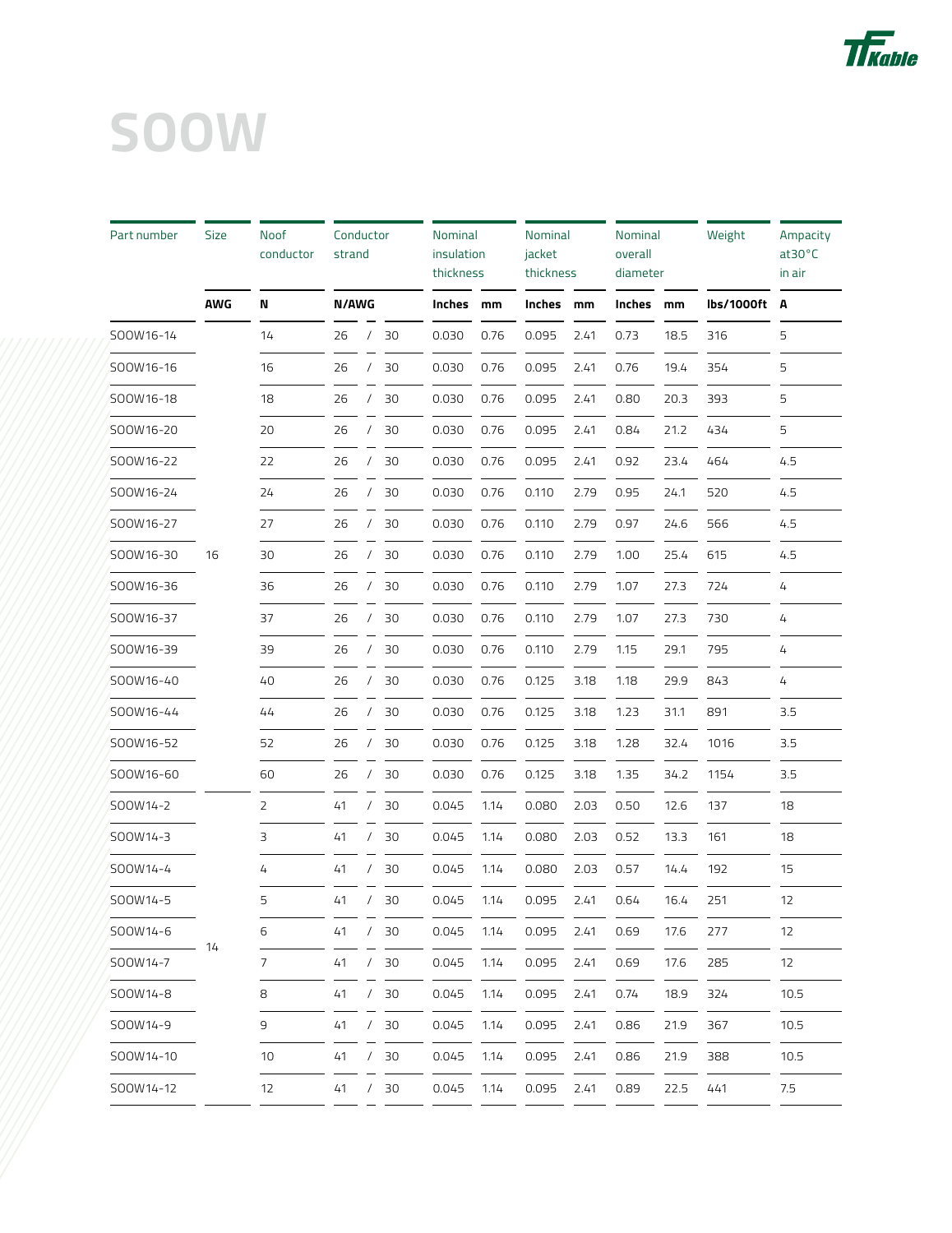# SOOW

| Part number | Size | Noof conductor | Conductor strand | | | Nominal insulation thickness | | Nominal jacket thickness | | Nominal overall diameter | | Weight | Ampacity at30°C in air |
|---|---|---|---|---|---|---|---|---|---|---|---|---|---|
| | AWG | N | N/AWG | | | Inches | mm | Inches | mm | Inches | mm | lbs/1000ft | A |
| SOOW16-14 | 16 | 14 | 26 | / | 30 | 0.030 | 0.76 | 0.095 | 2.41 | 0.73 | 18.5 | 316 | 5 |
| SOOW16-16 | 16 | 16 | 26 | / | 30 | 0.030 | 0.76 | 0.095 | 2.41 | 0.76 | 19.4 | 354 | 5 |
| SOOW16-18 | 16 | 18 | 26 | / | 30 | 0.030 | 0.76 | 0.095 | 2.41 | 0.80 | 20.3 | 393 | 5 |
| SOOW16-20 | 16 | 20 | 26 | / | 30 | 0.030 | 0.76 | 0.095 | 2.41 | 0.84 | 21.2 | 434 | 5 |
| SOOW16-22 | 16 | 22 | 26 | / | 30 | 0.030 | 0.76 | 0.095 | 2.41 | 0.92 | 23.4 | 464 | 4.5 |
| SOOW16-24 | 16 | 24 | 26 | / | 30 | 0.030 | 0.76 | 0.110 | 2.79 | 0.95 | 24.1 | 520 | 4.5 |
| SOOW16-27 | 16 | 27 | 26 | / | 30 | 0.030 | 0.76 | 0.110 | 2.79 | 0.97 | 24.6 | 566 | 4.5 |
| SOOW16-30 | 16 | 30 | 26 | / | 30 | 0.030 | 0.76 | 0.110 | 2.79 | 1.00 | 25.4 | 615 | 4.5 |
| SOOW16-36 | 16 | 36 | 26 | / | 30 | 0.030 | 0.76 | 0.110 | 2.79 | 1.07 | 27.3 | 724 | 4 |
| SOOW16-37 | 16 | 37 | 26 | / | 30 | 0.030 | 0.76 | 0.110 | 2.79 | 1.07 | 27.3 | 730 | 4 |
| SOOW16-39 | 16 | 39 | 26 | / | 30 | 0.030 | 0.76 | 0.110 | 2.79 | 1.15 | 29.1 | 795 | 4 |
| SOOW16-40 | 16 | 40 | 26 | / | 30 | 0.030 | 0.76 | 0.125 | 3.18 | 1.18 | 29.9 | 843 | 4 |
| SOOW16-44 | 16 | 44 | 26 | / | 30 | 0.030 | 0.76 | 0.125 | 3.18 | 1.23 | 31.1 | 891 | 3.5 |
| SOOW16-52 | 16 | 52 | 26 | / | 30 | 0.030 | 0.76 | 0.125 | 3.18 | 1.28 | 32.4 | 1016 | 3.5 |
| SOOW16-60 | 16 | 60 | 26 | / | 30 | 0.030 | 0.76 | 0.125 | 3.18 | 1.35 | 34.2 | 1154 | 3.5 |
| SOOW14-2 | 14 | 2 | 41 | / | 30 | 0.045 | 1.14 | 0.080 | 2.03 | 0.50 | 12.6 | 137 | 18 |
| SOOW14-3 | 14 | 3 | 41 | / | 30 | 0.045 | 1.14 | 0.080 | 2.03 | 0.52 | 13.3 | 161 | 18 |
| SOOW14-4 | 14 | 4 | 41 | / | 30 | 0.045 | 1.14 | 0.080 | 2.03 | 0.57 | 14.4 | 192 | 15 |
| SOOW14-5 | 14 | 5 | 41 | / | 30 | 0.045 | 1.14 | 0.095 | 2.41 | 0.64 | 16.4 | 251 | 12 |
| SOOW14-6 | 14 | 6 | 41 | / | 30 | 0.045 | 1.14 | 0.095 | 2.41 | 0.69 | 17.6 | 277 | 12 |
| SOOW14-7 | 14 | 7 | 41 | / | 30 | 0.045 | 1.14 | 0.095 | 2.41 | 0.69 | 17.6 | 285 | 12 |
| SOOW14-8 | 14 | 8 | 41 | / | 30 | 0.045 | 1.14 | 0.095 | 2.41 | 0.74 | 18.9 | 324 | 10.5 |
| SOOW14-9 | 14 | 9 | 41 | / | 30 | 0.045 | 1.14 | 0.095 | 2.41 | 0.86 | 21.9 | 367 | 10.5 |
| SOOW14-10 | 14 | 10 | 41 | / | 30 | 0.045 | 1.14 | 0.095 | 2.41 | 0.86 | 21.9 | 388 | 10.5 |
| SOOW14-12 | 14 | 12 | 41 | / | 30 | 0.045 | 1.14 | 0.095 | 2.41 | 0.89 | 22.5 | 441 | 7.5 |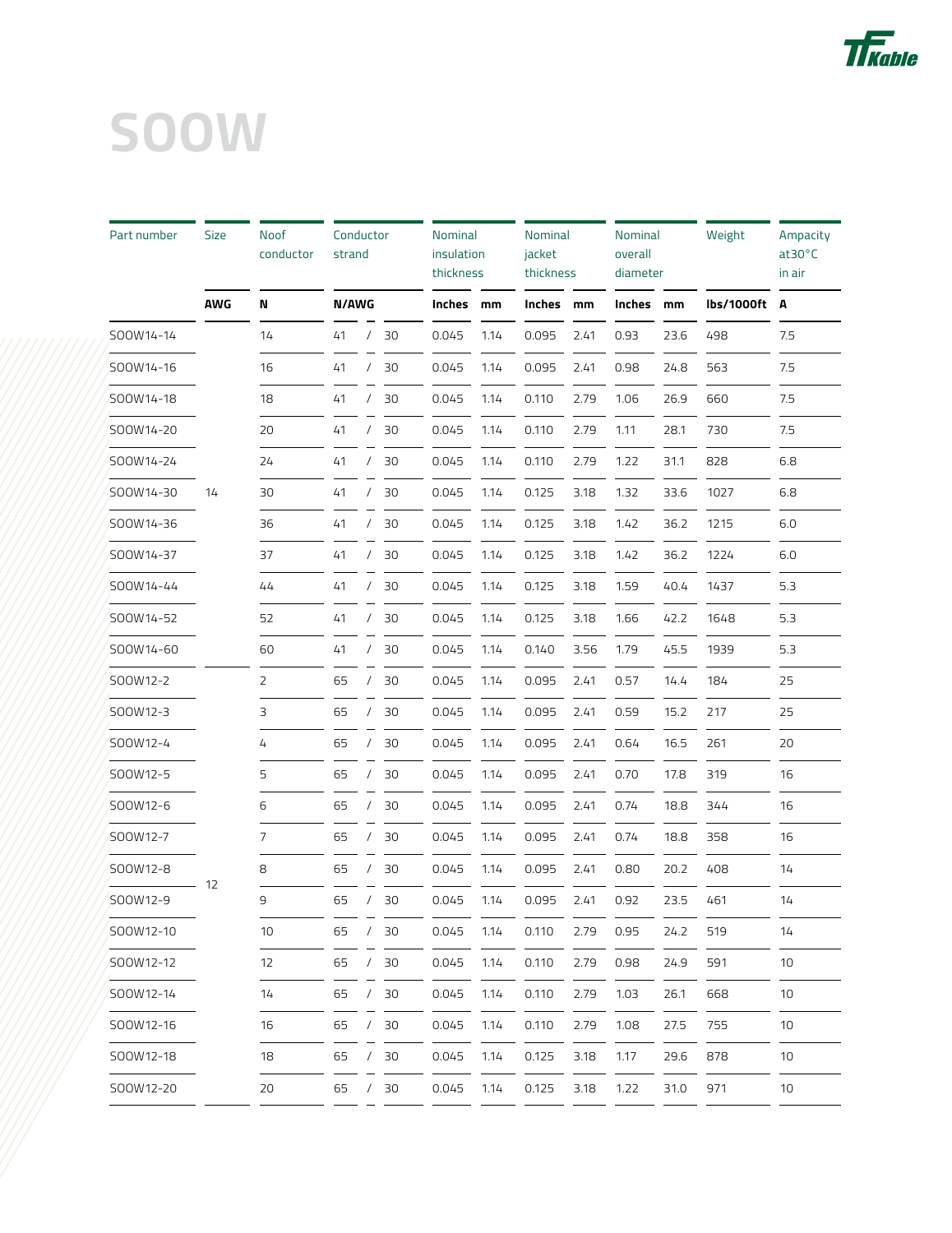# SOOW

| Part number | Size | Noof conductor | Conductor strand | Nominal insulation thickness | | Nominal jacket thickness | | Nominal overall diameter | | Weight | Ampacity at30°C in air |
|---|---|---|---|---|---|---|---|---|---|---|---|
| | AWG | N | N/AWG | Inches | mm | Inches | mm | Inches | mm | lbs/1000ft | A |
| SOOW14-14 | 14 | 14 | 41 / 30 | 0.045 | 1.14 | 0.095 | 2.41 | 0.93 | 23.6 | 498 | 7.5 |
| SOOW14-16 | | 16 | 41 / 30 | 0.045 | 1.14 | 0.095 | 2.41 | 0.98 | 24.8 | 563 | 7.5 |
| SOOW14-18 | | 18 | 41 / 30 | 0.045 | 1.14 | 0.110 | 2.79 | 1.06 | 26.9 | 660 | 7.5 |
| SOOW14-20 | | 20 | 41 / 30 | 0.045 | 1.14 | 0.110 | 2.79 | 1.11 | 28.1 | 730 | 7.5 |
| SOOW14-24 | | 24 | 41 / 30 | 0.045 | 1.14 | 0.110 | 2.79 | 1.22 | 31.1 | 828 | 6.8 |
| SOOW14-30 | | 30 | 41 / 30 | 0.045 | 1.14 | 0.125 | 3.18 | 1.32 | 33.6 | 1027 | 6.8 |
| SOOW14-36 | | 36 | 41 / 30 | 0.045 | 1.14 | 0.125 | 3.18 | 1.42 | 36.2 | 1215 | 6.0 |
| SOOW14-37 | | 37 | 41 / 30 | 0.045 | 1.14 | 0.125 | 3.18 | 1.42 | 36.2 | 1224 | 6.0 |
| SOOW14-44 | | 44 | 41 / 30 | 0.045 | 1.14 | 0.125 | 3.18 | 1.59 | 40.4 | 1437 | 5.3 |
| SOOW14-52 | | 52 | 41 / 30 | 0.045 | 1.14 | 0.125 | 3.18 | 1.66 | 42.2 | 1648 | 5.3 |
| SOOW14-60 | | 60 | 41 / 30 | 0.045 | 1.14 | 0.140 | 3.56 | 1.79 | 45.5 | 1939 | 5.3 |
| SOOW12-2 | 12 | 2 | 65 / 30 | 0.045 | 1.14 | 0.095 | 2.41 | 0.57 | 14.4 | 184 | 25 |
| SOOW12-3 | | 3 | 65 / 30 | 0.045 | 1.14 | 0.095 | 2.41 | 0.59 | 15.2 | 217 | 25 |
| SOOW12-4 | | 4 | 65 / 30 | 0.045 | 1.14 | 0.095 | 2.41 | 0.64 | 16.5 | 261 | 20 |
| SOOW12-5 | | 5 | 65 / 30 | 0.045 | 1.14 | 0.095 | 2.41 | 0.70 | 17.8 | 319 | 16 |
| SOOW12-6 | | 6 | 65 / 30 | 0.045 | 1.14 | 0.095 | 2.41 | 0.74 | 18.8 | 344 | 16 |
| SOOW12-7 | | 7 | 65 / 30 | 0.045 | 1.14 | 0.095 | 2.41 | 0.74 | 18.8 | 358 | 16 |
| SOOW12-8 | | 8 | 65 / 30 | 0.045 | 1.14 | 0.095 | 2.41 | 0.80 | 20.2 | 408 | 14 |
| SOOW12-9 | | 9 | 65 / 30 | 0.045 | 1.14 | 0.095 | 2.41 | 0.92 | 23.5 | 461 | 14 |
| SOOW12-10 | | 10 | 65 / 30 | 0.045 | 1.14 | 0.110 | 2.79 | 0.95 | 24.2 | 519 | 14 |
| SOOW12-12 | | 12 | 65 / 30 | 0.045 | 1.14 | 0.110 | 2.79 | 0.98 | 24.9 | 591 | 10 |
| SOOW12-14 | | 14 | 65 / 30 | 0.045 | 1.14 | 0.110 | 2.79 | 1.03 | 26.1 | 668 | 10 |
| SOOW12-16 | | 16 | 65 / 30 | 0.045 | 1.14 | 0.110 | 2.79 | 1.08 | 27.5 | 755 | 10 |
| SOOW12-18 | | 18 | 65 / 30 | 0.045 | 1.14 | 0.125 | 3.18 | 1.17 | 29.6 | 878 | 10 |
| SOOW12-20 | | 20 | 65 / 30 | 0.045 | 1.14 | 0.125 | 3.18 | 1.22 | 31.0 | 971 | 10 |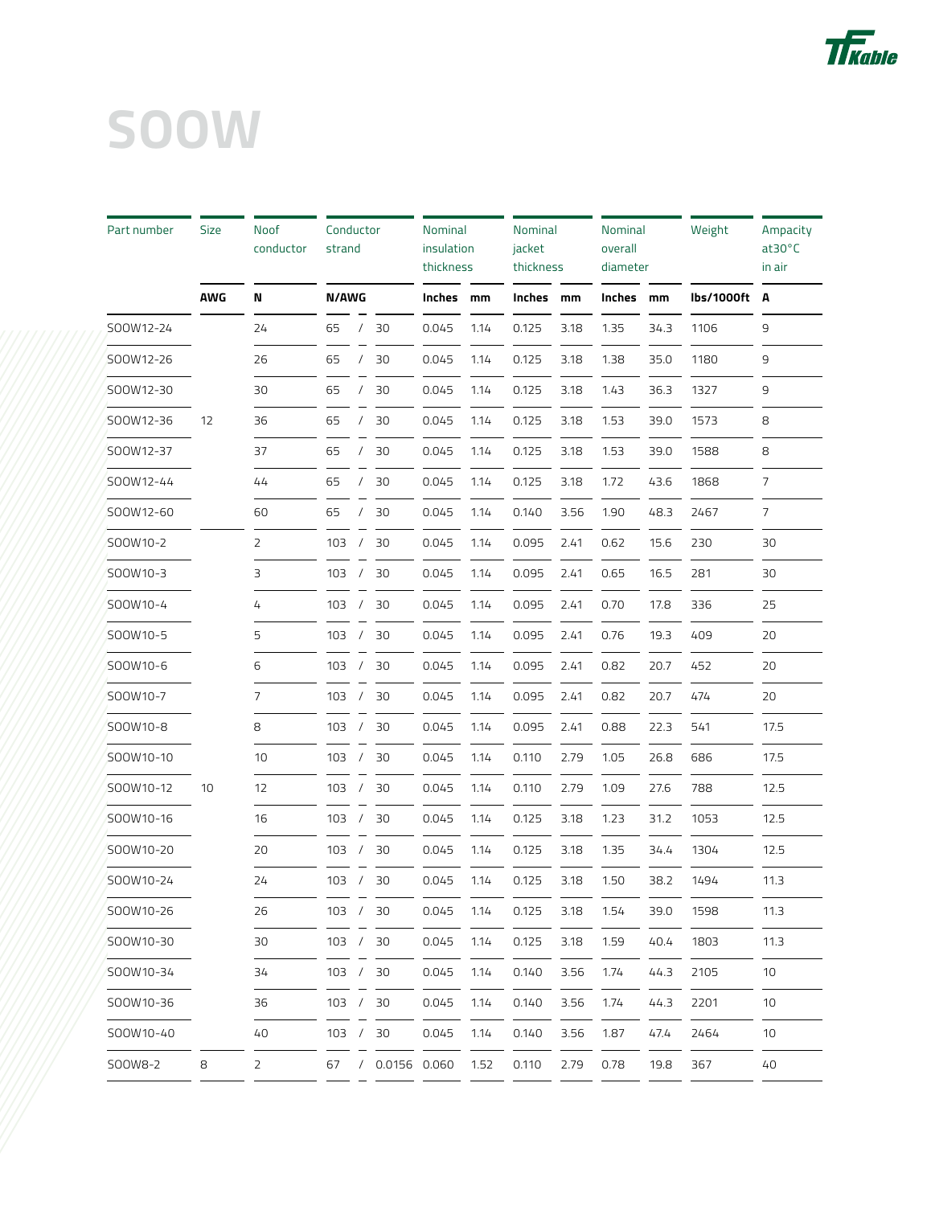# SOOW

| Part number | Size | Noof conductor | Conductor strand | | | Nominal insulation thickness | | Nominal jacket thickness | | Nominal overall diameter | | Weight | Ampacity at30°C in air |
|---|---|---|---|---|---|---|---|---|---|---|---|---|---|
| | AWG | N | N/AWG | | | Inches | mm | Inches | mm | Inches | mm | lbs/1000ft | A |
| SOOW12-24 | 12 | 24 | 65 | / | 30 | 0.045 | 1.14 | 0.125 | 3.18 | 1.35 | 34.3 | 1106 | 9 |
| SOOW12-26 | 12 | 26 | 65 | / | 30 | 0.045 | 1.14 | 0.125 | 3.18 | 1.38 | 35.0 | 1180 | 9 |
| SOOW12-30 | 12 | 30 | 65 | / | 30 | 0.045 | 1.14 | 0.125 | 3.18 | 1.43 | 36.3 | 1327 | 9 |
| SOOW12-36 | 12 | 36 | 65 | / | 30 | 0.045 | 1.14 | 0.125 | 3.18 | 1.53 | 39.0 | 1573 | 8 |
| SOOW12-37 | 12 | 37 | 65 | / | 30 | 0.045 | 1.14 | 0.125 | 3.18 | 1.53 | 39.0 | 1588 | 8 |
| SOOW12-44 | 12 | 44 | 65 | / | 30 | 0.045 | 1.14 | 0.125 | 3.18 | 1.72 | 43.6 | 1868 | 7 |
| SOOW12-60 | 12 | 60 | 65 | / | 30 | 0.045 | 1.14 | 0.140 | 3.56 | 1.90 | 48.3 | 2467 | 7 |
| SOOW10-2 | 10 | 2 | 103 | / | 30 | 0.045 | 1.14 | 0.095 | 2.41 | 0.62 | 15.6 | 230 | 30 |
| SOOW10-3 | 10 | 3 | 103 | / | 30 | 0.045 | 1.14 | 0.095 | 2.41 | 0.65 | 16.5 | 281 | 30 |
| SOOW10-4 | 10 | 4 | 103 | / | 30 | 0.045 | 1.14 | 0.095 | 2.41 | 0.70 | 17.8 | 336 | 25 |
| SOOW10-5 | 10 | 5 | 103 | / | 30 | 0.045 | 1.14 | 0.095 | 2.41 | 0.76 | 19.3 | 409 | 20 |
| SOOW10-6 | 10 | 6 | 103 | / | 30 | 0.045 | 1.14 | 0.095 | 2.41 | 0.82 | 20.7 | 452 | 20 |
| SOOW10-7 | 10 | 7 | 103 | / | 30 | 0.045 | 1.14 | 0.095 | 2.41 | 0.82 | 20.7 | 474 | 20 |
| SOOW10-8 | 10 | 8 | 103 | / | 30 | 0.045 | 1.14 | 0.095 | 2.41 | 0.88 | 22.3 | 541 | 17.5 |
| SOOW10-10 | 10 | 10 | 103 | / | 30 | 0.045 | 1.14 | 0.110 | 2.79 | 1.05 | 26.8 | 686 | 17.5 |
| SOOW10-12 | 10 | 12 | 103 | / | 30 | 0.045 | 1.14 | 0.110 | 2.79 | 1.09 | 27.6 | 788 | 12.5 |
| SOOW10-16 | 10 | 16 | 103 | / | 30 | 0.045 | 1.14 | 0.125 | 3.18 | 1.23 | 31.2 | 1053 | 12.5 |
| SOOW10-20 | 10 | 20 | 103 | / | 30 | 0.045 | 1.14 | 0.125 | 3.18 | 1.35 | 34.4 | 1304 | 12.5 |
| SOOW10-24 | 10 | 24 | 103 | / | 30 | 0.045 | 1.14 | 0.125 | 3.18 | 1.50 | 38.2 | 1494 | 11.3 |
| SOOW10-26 | 10 | 26 | 103 | / | 30 | 0.045 | 1.14 | 0.125 | 3.18 | 1.54 | 39.0 | 1598 | 11.3 |
| SOOW10-30 | 10 | 30 | 103 | / | 30 | 0.045 | 1.14 | 0.125 | 3.18 | 1.59 | 40.4 | 1803 | 11.3 |
| SOOW10-34 | 10 | 34 | 103 | / | 30 | 0.045 | 1.14 | 0.140 | 3.56 | 1.74 | 44.3 | 2105 | 10 |
| SOOW10-36 | 10 | 36 | 103 | / | 30 | 0.045 | 1.14 | 0.140 | 3.56 | 1.74 | 44.3 | 2201 | 10 |
| SOOW10-40 | 10 | 40 | 103 | / | 30 | 0.045 | 1.14 | 0.140 | 3.56 | 1.87 | 47.4 | 2464 | 10 |
| SOOW8-2 | 8 | 2 | 67 | / | 0.0156 | 0.060 | 1.52 | 0.110 | 2.79 | 0.78 | 19.8 | 367 | 40 |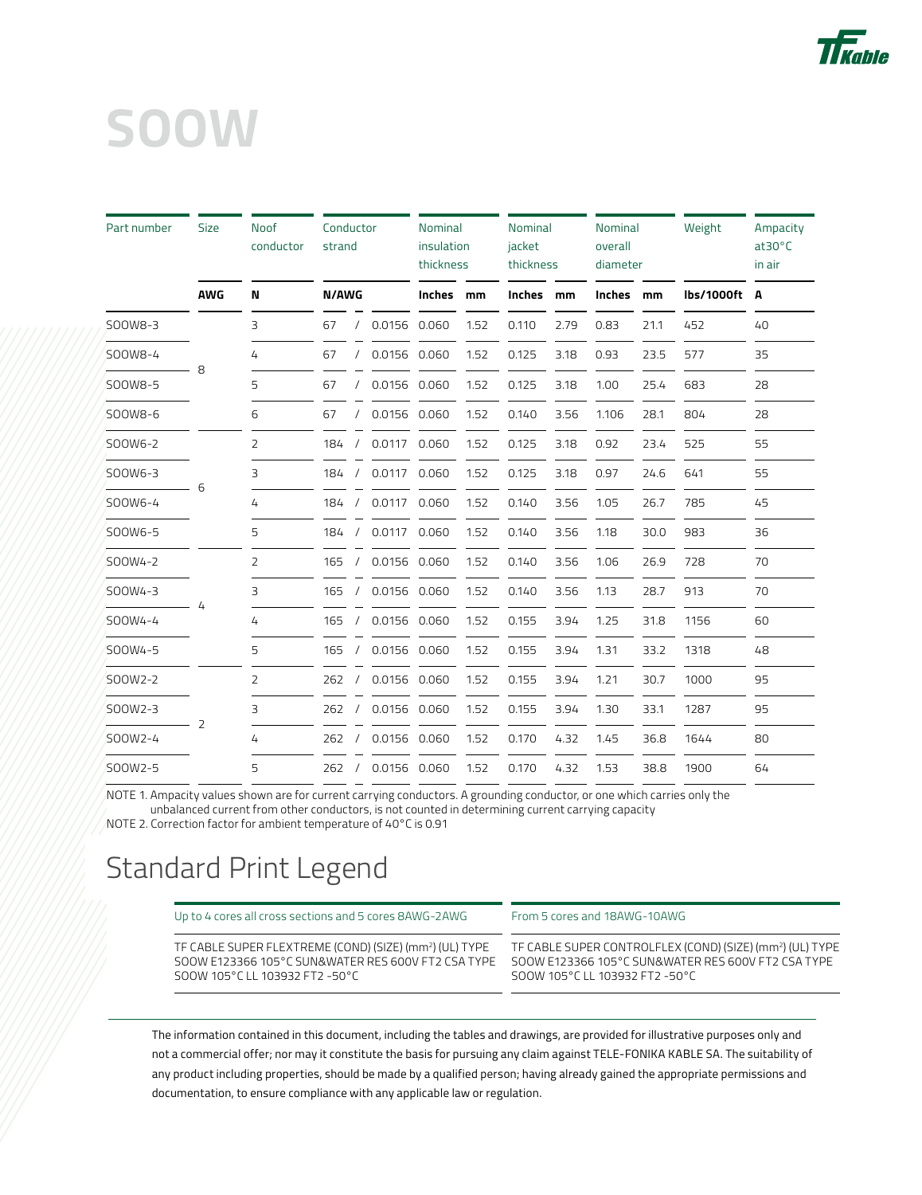# SOOW

| Part number | Size | Noof conductor | Conductor strand | | Nominal insulation thickness | | Nominal jacket thickness | | Nominal overall diameter | | Weight | Ampacity at30°C in air |
|---|---|---|---|---|---|---|---|---|---|---|---|---|
| | AWG | N | N/AWG | | Inches | mm | Inches | mm | Inches | mm | lbs/1000ft | A |
| SOOW8-3 | 8 | 3 | 67 / | 0.0156 | 0.060 | 1.52 | 0.110 | 2.79 | 0.83 | 21.1 | 452 | 40 |
| SOOW8-4 | 8 | 4 | 67 / | 0.0156 | 0.060 | 1.52 | 0.125 | 3.18 | 0.93 | 23.5 | 577 | 35 |
| SOOW8-5 | 8 | 5 | 67 / | 0.0156 | 0.060 | 1.52 | 0.125 | 3.18 | 1.00 | 25.4 | 683 | 28 |
| SOOW8-6 | 8 | 6 | 67 / | 0.0156 | 0.060 | 1.52 | 0.140 | 3.56 | 1.106 | 28.1 | 804 | 28 |
| SOOW6-2 | 6 | 2 | 184 / | 0.0117 | 0.060 | 1.52 | 0.125 | 3.18 | 0.92 | 23.4 | 525 | 55 |
| SOOW6-3 | 6 | 3 | 184 / | 0.0117 | 0.060 | 1.52 | 0.125 | 3.18 | 0.97 | 24.6 | 641 | 55 |
| SOOW6-4 | 6 | 4 | 184 / | 0.0117 | 0.060 | 1.52 | 0.140 | 3.56 | 1.05 | 26.7 | 785 | 45 |
| SOOW6-5 | 6 | 5 | 184 / | 0.0117 | 0.060 | 1.52 | 0.140 | 3.56 | 1.18 | 30.0 | 983 | 36 |
| SOOW4-2 | 4 | 2 | 165 / | 0.0156 | 0.060 | 1.52 | 0.140 | 3.56 | 1.06 | 26.9 | 728 | 70 |
| SOOW4-3 | 4 | 3 | 165 / | 0.0156 | 0.060 | 1.52 | 0.140 | 3.56 | 1.13 | 28.7 | 913 | 70 |
| SOOW4-4 | 4 | 4 | 165 / | 0.0156 | 0.060 | 1.52 | 0.155 | 3.94 | 1.25 | 31.8 | 1156 | 60 |
| SOOW4-5 | 4 | 5 | 165 / | 0.0156 | 0.060 | 1.52 | 0.155 | 3.94 | 1.31 | 33.2 | 1318 | 48 |
| SOOW2-2 | 2 | 2 | 262 / | 0.0156 | 0.060 | 1.52 | 0.155 | 3.94 | 1.21 | 30.7 | 1000 | 95 |
| SOOW2-3 | 2 | 3 | 262 / | 0.0156 | 0.060 | 1.52 | 0.155 | 3.94 | 1.30 | 33.1 | 1287 | 95 |
| SOOW2-4 | 2 | 4 | 262 / | 0.0156 | 0.060 | 1.52 | 0.170 | 4.32 | 1.45 | 36.8 | 1644 | 80 |
| SOOW2-5 | 2 | 5 | 262 / | 0.0156 | 0.060 | 1.52 | 0.170 | 4.32 | 1.53 | 38.8 | 1900 | 64 |

NOTE 1. Ampacity values shown are for current carrying conductors. A grounding conductor, or one which carries only the unbalanced current from other conductors, is not counted in determining current carrying capacity

NOTE 2. Correction factor for ambient temperature of 40°C is 0.91

## Standard Print Legend

| Up to 4 cores all cross sections and 5 cores 8AWG-2AWG | From 5 cores and 18AWG-10AWG |
|---|---|
| TF CABLE SUPER FLEXTREME (COND) (SIZE) (mm²) (UL) TYPE SOOW E123366 105°C SUN&WATER RES 600V FT2 CSA TYPE SOOW 105°C LL 103932 FT2 -50°C | TF CABLE SUPER CONTROLFLEX (COND) (SIZE) (mm²) (UL) TYPE SOOW E123366 105°C SUN&WATER RES 600V FT2 CSA TYPE SOOW 105°C LL 103932 FT2 -50°C |

The information contained in this document, including the tables and drawings, are provided for illustrative purposes only and not a commercial offer; nor may it constitute the basis for pursuing any claim against TELE-FONIKA KABLE SA. The suitability of any product including properties, should be made by a qualified person; having already gained the appropriate permissions and documentation, to ensure compliance with any applicable law or regulation.